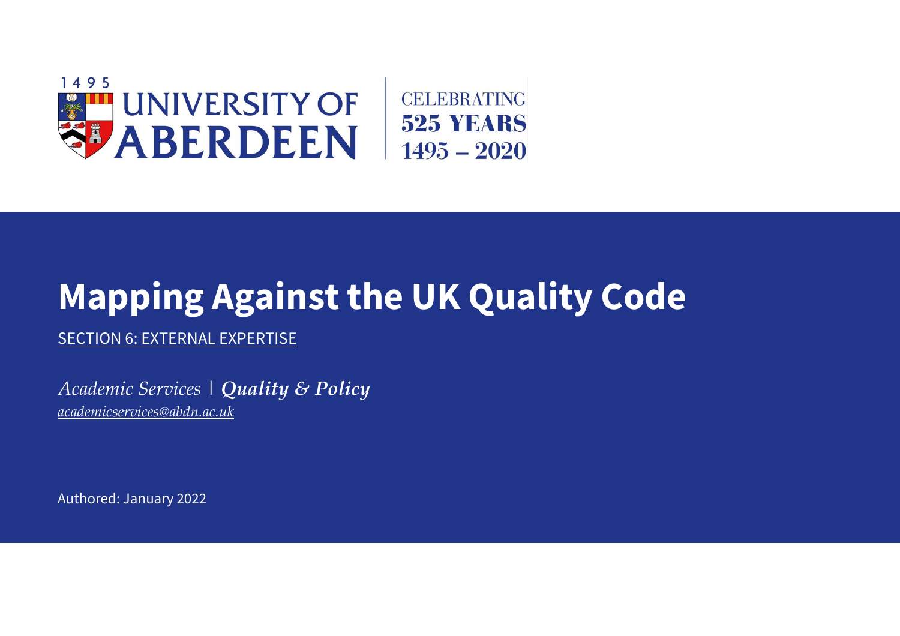1495 UNIVERSITY OF ABERDEEN | CELEBRATING 525 YEARS 1495 – 2020

# Mapping Against the UK Quality Code

SECTION 6: EXTERNAL EXPERTISE

*Academic Services* | ***Quality & Policy***

*academicservices@abdn.ac.uk*

Authored: January 2022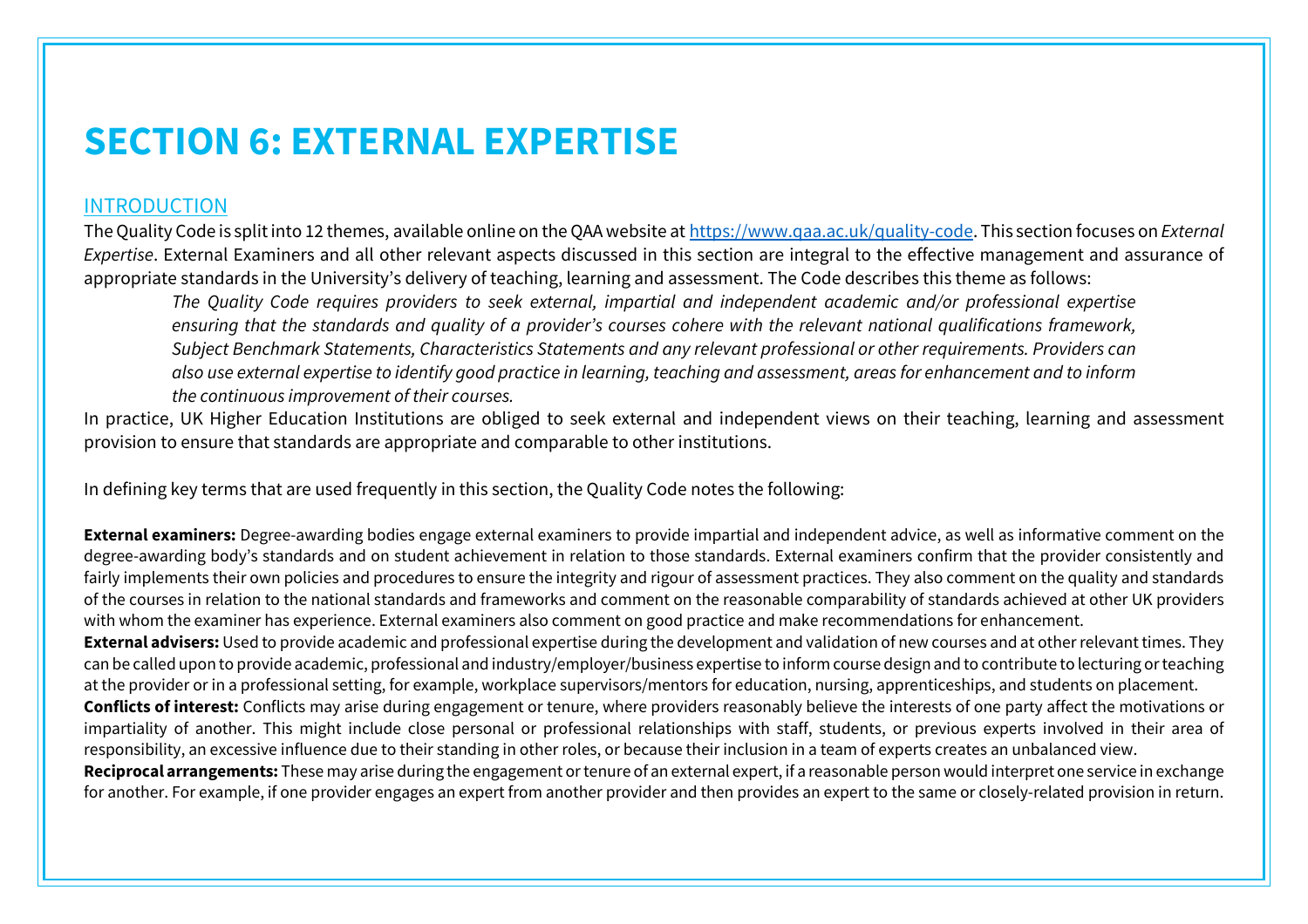# SECTION 6: EXTERNAL EXPERTISE

## INTRODUCTION

The Quality Code is split into 12 themes, available online on the QAA website at https://www.qaa.ac.uk/quality-code. This section focuses on *External Expertise*. External Examiners and all other relevant aspects discussed in this section are integral to the effective management and assurance of appropriate standards in the University's delivery of teaching, learning and assessment. The Code describes this theme as follows:

> *The Quality Code requires providers to seek external, impartial and independent academic and/or professional expertise ensuring that the standards and quality of a provider's courses cohere with the relevant national qualifications framework, Subject Benchmark Statements, Characteristics Statements and any relevant professional or other requirements. Providers can also use external expertise to identify good practice in learning, teaching and assessment, areas for enhancement and to inform the continuous improvement of their courses.*

In practice, UK Higher Education Institutions are obliged to seek external and independent views on their teaching, learning and assessment provision to ensure that standards are appropriate and comparable to other institutions.

In defining key terms that are used frequently in this section, the Quality Code notes the following:

**External examiners:** Degree-awarding bodies engage external examiners to provide impartial and independent advice, as well as informative comment on the degree-awarding body's standards and on student achievement in relation to those standards. External examiners confirm that the provider consistently and fairly implements their own policies and procedures to ensure the integrity and rigour of assessment practices. They also comment on the quality and standards of the courses in relation to the national standards and frameworks and comment on the reasonable comparability of standards achieved at other UK providers with whom the examiner has experience. External examiners also comment on good practice and make recommendations for enhancement.

**External advisers:** Used to provide academic and professional expertise during the development and validation of new courses and at other relevant times. They can be called upon to provide academic, professional and industry/employer/business expertise to inform course design and to contribute to lecturing or teaching at the provider or in a professional setting, for example, workplace supervisors/mentors for education, nursing, apprenticeships, and students on placement.

**Conflicts of interest:** Conflicts may arise during engagement or tenure, where providers reasonably believe the interests of one party affect the motivations or impartiality of another. This might include close personal or professional relationships with staff, students, or previous experts involved in their area of responsibility, an excessive influence due to their standing in other roles, or because their inclusion in a team of experts creates an unbalanced view.

**Reciprocal arrangements:** These may arise during the engagement or tenure of an external expert, if a reasonable person would interpret one service in exchange for another. For example, if one provider engages an expert from another provider and then provides an expert to the same or closely-related provision in return.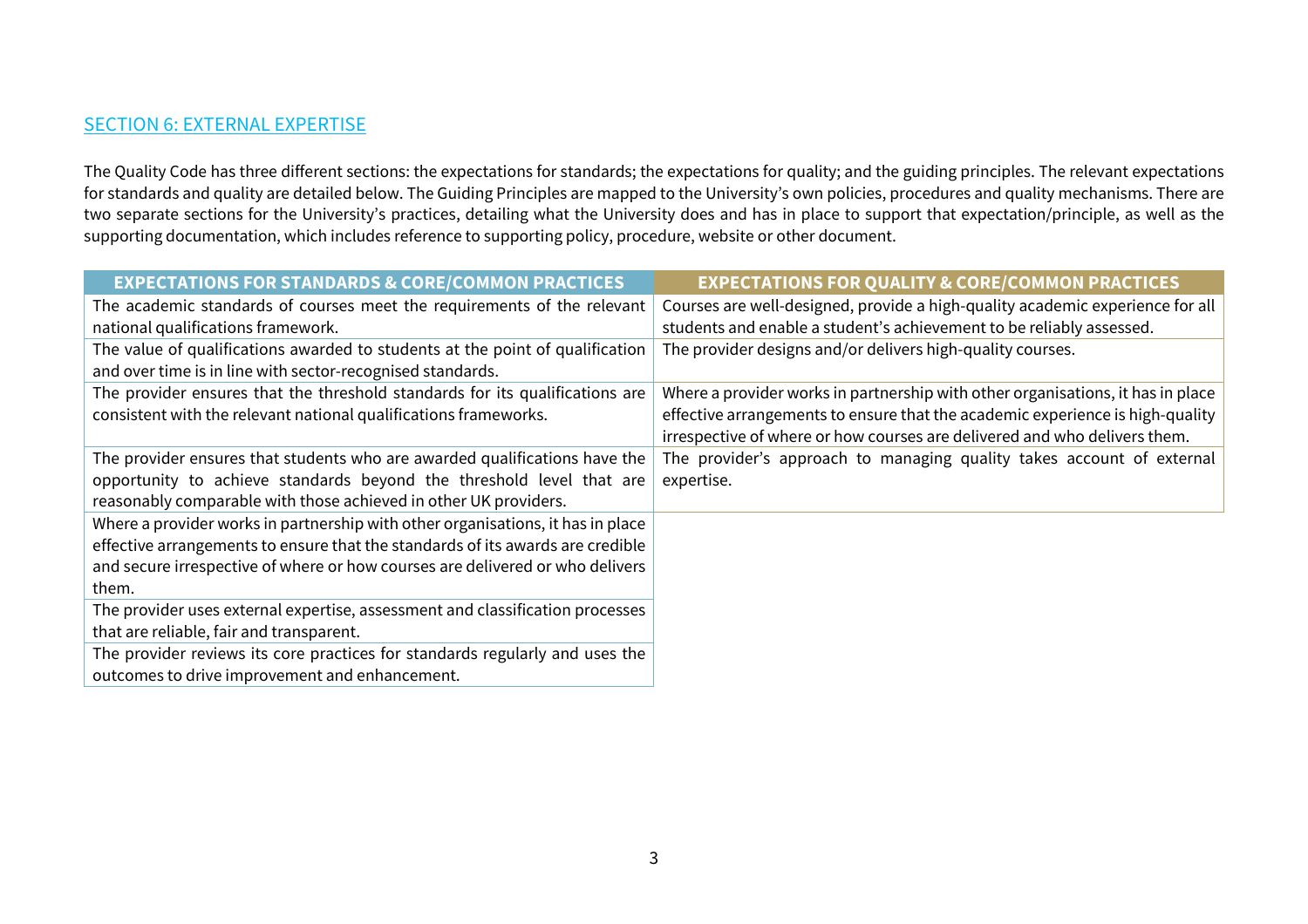## SECTION 6: EXTERNAL EXPERTISE

The Quality Code has three different sections: the expectations for standards; the expectations for quality; and the guiding principles. The relevant expectations for standards and quality are detailed below. The Guiding Principles are mapped to the University's own policies, procedures and quality mechanisms. There are two separate sections for the University's practices, detailing what the University does and has in place to support that expectation/principle, as well as the supporting documentation, which includes reference to supporting policy, procedure, website or other document.

| EXPECTATIONS FOR STANDARDS & CORE/COMMON PRACTICES | EXPECTATIONS FOR QUALITY & CORE/COMMON PRACTICES |
|---|---|
| The academic standards of courses meet the requirements of the relevant national qualifications framework. | Courses are well-designed, provide a high-quality academic experience for all students and enable a student's achievement to be reliably assessed. |
| The value of qualifications awarded to students at the point of qualification and over time is in line with sector-recognised standards. | The provider designs and/or delivers high-quality courses. |
| The provider ensures that the threshold standards for its qualifications are consistent with the relevant national qualifications frameworks. | Where a provider works in partnership with other organisations, it has in place effective arrangements to ensure that the academic experience is high-quality irrespective of where or how courses are delivered and who delivers them. |
| The provider ensures that students who are awarded qualifications have the opportunity to achieve standards beyond the threshold level that are reasonably comparable with those achieved in other UK providers. | The provider's approach to managing quality takes account of external expertise. |
| Where a provider works in partnership with other organisations, it has in place effective arrangements to ensure that the standards of its awards are credible and secure irrespective of where or how courses are delivered or who delivers them. | |
| The provider uses external expertise, assessment and classification processes that are reliable, fair and transparent. | |
| The provider reviews its core practices for standards regularly and uses the outcomes to drive improvement and enhancement. | |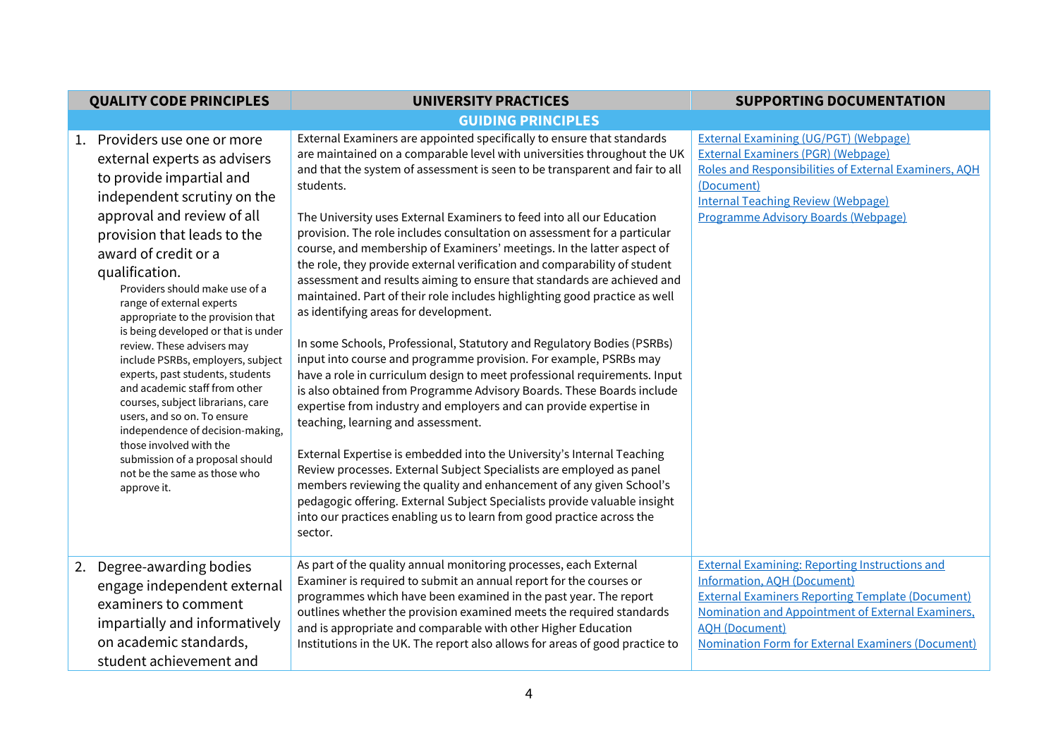| QUALITY CODE PRINCIPLES | UNIVERSITY PRACTICES | SUPPORTING DOCUMENTATION |
|---|---|---|
| **GUIDING PRINCIPLES** | | |
| 1. Providers use one or more external experts as advisers to provide impartial and independent scrutiny on the approval and review of all provision that leads to the award of credit or a qualification.<br>Providers should make use of a range of external experts appropriate to the provision that is being developed or that is under review. These advisers may include PSRBs, employers, subject experts, past students, students and academic staff from other courses, subject librarians, care users, and so on. To ensure independence of decision-making, those involved with the submission of a proposal should not be the same as those who approve it. | External Examiners are appointed specifically to ensure that standards are maintained on a comparable level with universities throughout the UK and that the system of assessment is seen to be transparent and fair to all students.<br><br>The University uses External Examiners to feed into all our Education provision. The role includes consultation on assessment for a particular course, and membership of Examiners' meetings. In the latter aspect of the role, they provide external verification and comparability of student assessment and results aiming to ensure that standards are achieved and maintained. Part of their role includes highlighting good practice as well as identifying areas for development.<br><br>In some Schools, Professional, Statutory and Regulatory Bodies (PSRBs) input into course and programme provision. For example, PSRBs may have a role in curriculum design to meet professional requirements. Input is also obtained from Programme Advisory Boards. These Boards include expertise from industry and employers and can provide expertise in teaching, learning and assessment.<br><br>External Expertise is embedded into the University's Internal Teaching Review processes. External Subject Specialists are employed as panel members reviewing the quality and enhancement of any given School's pedagogic offering. External Subject Specialists provide valuable insight into our practices enabling us to learn from good practice across the sector. | External Examining (UG/PGT) (Webpage)<br>External Examiners (PGR) (Webpage)<br>Roles and Responsibilities of External Examiners, AQH (Document)<br>Internal Teaching Review (Webpage)<br>Programme Advisory Boards (Webpage) |
| 2. Degree-awarding bodies engage independent external examiners to comment impartially and informatively on academic standards, student achievement and | As part of the quality annual monitoring processes, each External Examiner is required to submit an annual report for the courses or programmes which have been examined in the past year. The report outlines whether the provision examined meets the required standards and is appropriate and comparable with other Higher Education Institutions in the UK. The report also allows for areas of good practice to | External Examining: Reporting Instructions and Information, AQH (Document)<br>External Examiners Reporting Template (Document)<br>Nomination and Appointment of External Examiners, AQH (Document)<br>Nomination Form for External Examiners (Document) |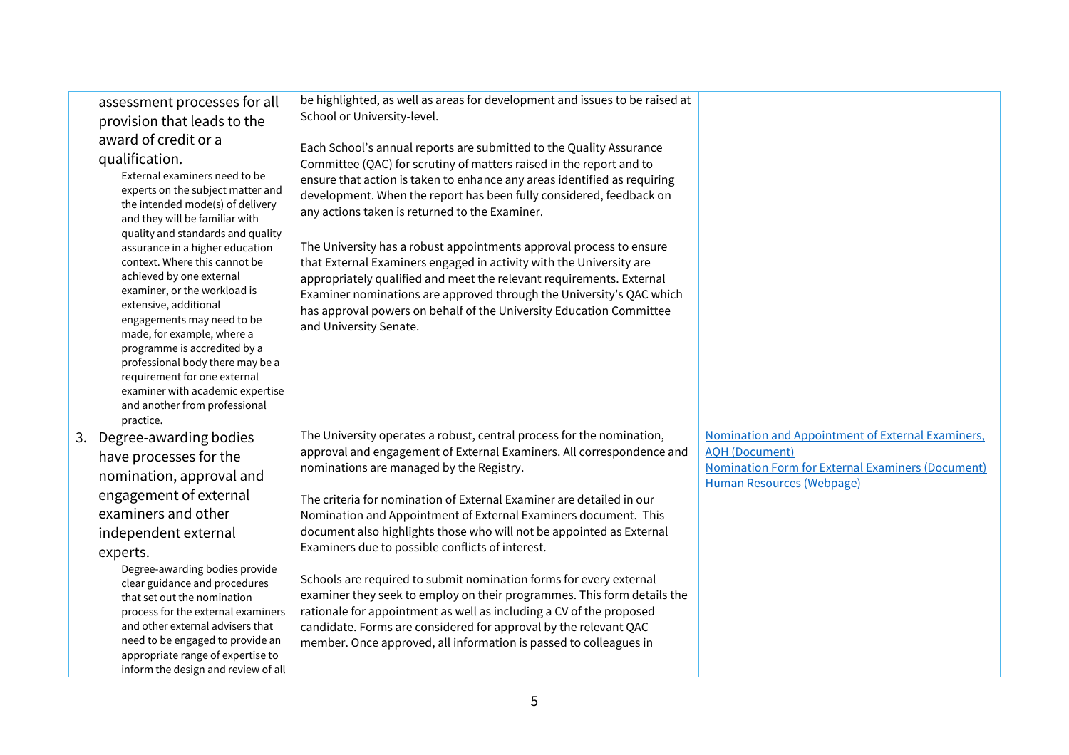| | | |
|---|---|---|
| assessment processes for all provision that leads to the award of credit or a qualification.<br><br>External examiners need to be experts on the subject matter and the intended mode(s) of delivery and they will be familiar with quality and standards and quality assurance in a higher education context. Where this cannot be achieved by one external examiner, or the workload is extensive, additional engagements may need to be made, for example, where a programme is accredited by a professional body there may be a requirement for one external examiner with academic expertise and another from professional practice. | be highlighted, as well as areas for development and issues to be raised at School or University-level.<br><br>Each School's annual reports are submitted to the Quality Assurance Committee (QAC) for scrutiny of matters raised in the report and to ensure that action is taken to enhance any areas identified as requiring development. When the report has been fully considered, feedback on any actions taken is returned to the Examiner.<br><br>The University has a robust appointments approval process to ensure that External Examiners engaged in activity with the University are appropriately qualified and meet the relevant requirements. External Examiner nominations are approved through the University's QAC which has approval powers on behalf of the University Education Committee and University Senate. | |
| 3. Degree-awarding bodies have processes for the nomination, approval and engagement of external examiners and other independent external experts.<br><br>Degree-awarding bodies provide clear guidance and procedures that set out the nomination process for the external examiners and other external advisers that need to be engaged to provide an appropriate range of expertise to inform the design and review of all | The University operates a robust, central process for the nomination, approval and engagement of External Examiners. All correspondence and nominations are managed by the Registry.<br><br>The criteria for nomination of External Examiner are detailed in our Nomination and Appointment of External Examiners document. This document also highlights those who will not be appointed as External Examiners due to possible conflicts of interest.<br><br>Schools are required to submit nomination forms for every external examiner they seek to employ on their programmes. This form details the rationale for appointment as well as including a CV of the proposed candidate. Forms are considered for approval by the relevant QAC member. Once approved, all information is passed to colleagues in | Nomination and Appointment of External Examiners, AQH (Document)<br>Nomination Form for External Examiners (Document)<br>Human Resources (Webpage) |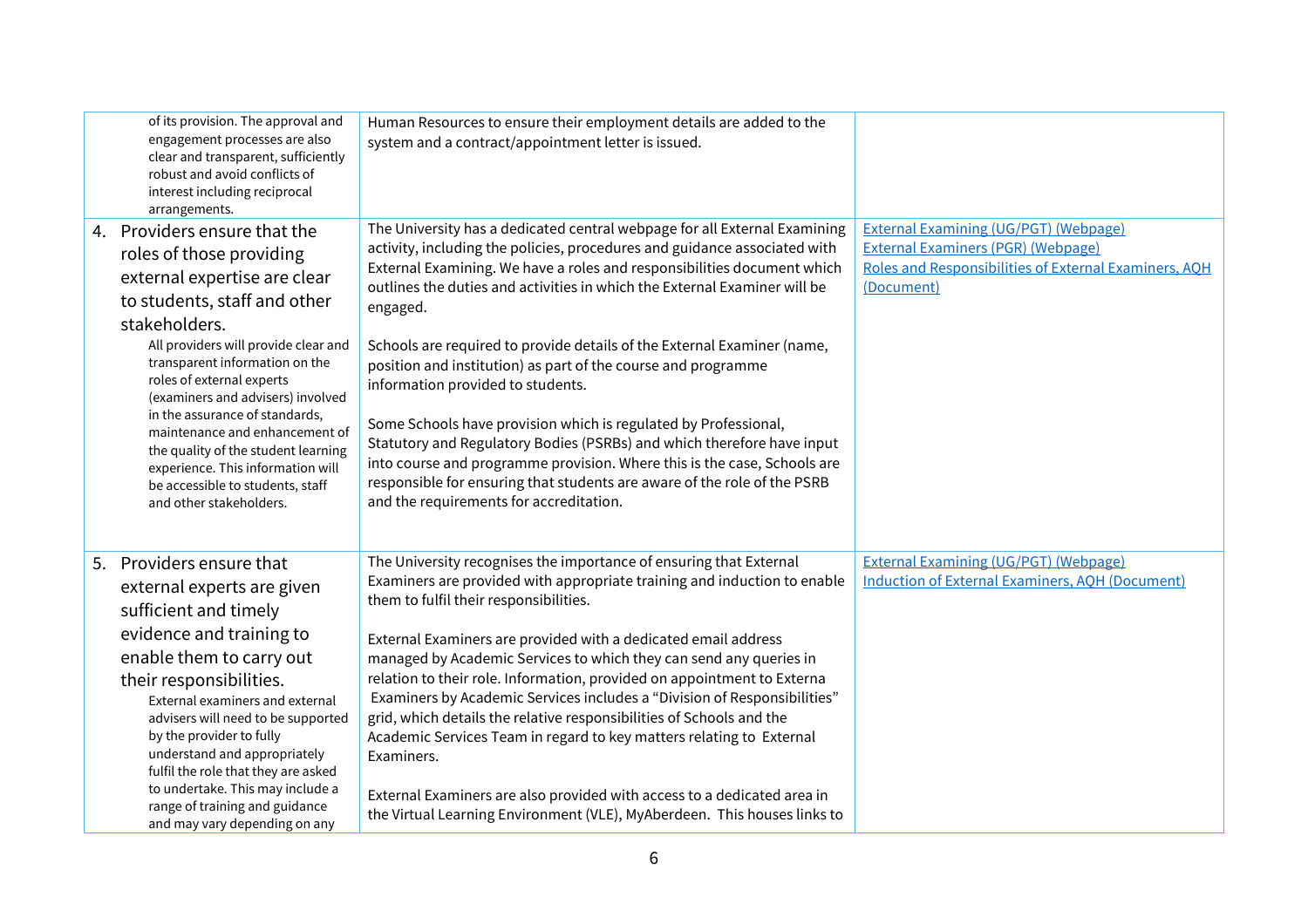| | | |
|---|---|---|
| of its provision. The approval and engagement processes are also clear and transparent, sufficiently robust and avoid conflicts of interest including reciprocal arrangements. | Human Resources to ensure their employment details are added to the system and a contract/appointment letter is issued. | |
| 4. Providers ensure that the roles of those providing external expertise are clear to students, staff and other stakeholders.<br>All providers will provide clear and transparent information on the roles of external experts (examiners and advisers) involved in the assurance of standards, maintenance and enhancement of the quality of the student learning experience. This information will be accessible to students, staff and other stakeholders. | The University has a dedicated central webpage for all External Examining activity, including the policies, procedures and guidance associated with External Examining. We have a roles and responsibilities document which outlines the duties and activities in which the External Examiner will be engaged.<br><br>Schools are required to provide details of the External Examiner (name, position and institution) as part of the course and programme information provided to students.<br><br>Some Schools have provision which is regulated by Professional, Statutory and Regulatory Bodies (PSRBs) and which therefore have input into course and programme provision. Where this is the case, Schools are responsible for ensuring that students are aware of the role of the PSRB and the requirements for accreditation. | External Examining (UG/PGT) (Webpage)<br>External Examiners (PGR) (Webpage)<br>Roles and Responsibilities of External Examiners, AQH (Document) |
| 5. Providers ensure that external experts are given sufficient and timely evidence and training to enable them to carry out their responsibilities.<br>External examiners and external advisers will need to be supported by the provider to fully understand and appropriately fulfil the role that they are asked to undertake. This may include a range of training and guidance and may vary depending on any | The University recognises the importance of ensuring that External Examiners are provided with appropriate training and induction to enable them to fulfil their responsibilities.<br><br>External Examiners are provided with a dedicated email address managed by Academic Services to which they can send any queries in relation to their role. Information, provided on appointment to Externa Examiners by Academic Services includes a "Division of Responsibilities" grid, which details the relative responsibilities of Schools and the Academic Services Team in regard to key matters relating to External Examiners.<br><br>External Examiners are also provided with access to a dedicated area in the Virtual Learning Environment (VLE), MyAberdeen. This houses links to | External Examining (UG/PGT) (Webpage)<br>Induction of External Examiners, AQH (Document) |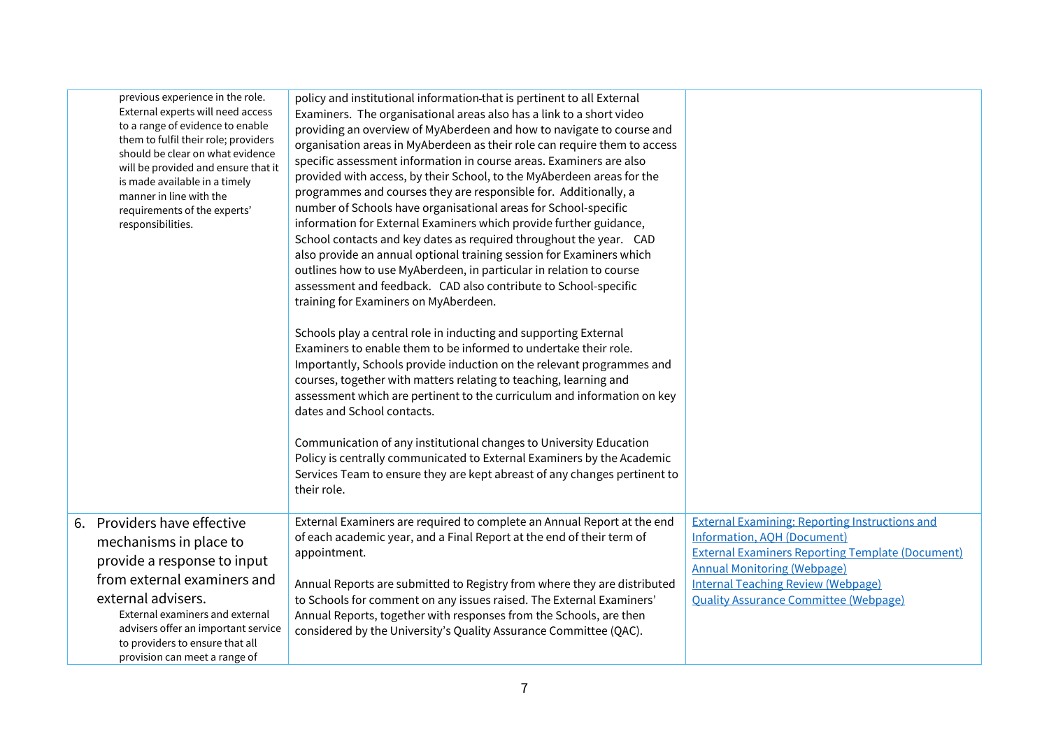| | | |
|---|---|---|
| previous experience in the role. External experts will need access to a range of evidence to enable them to fulfil their role; providers should be clear on what evidence will be provided and ensure that it is made available in a timely manner in line with the requirements of the experts' responsibilities. | policy and institutional information that is pertinent to all External Examiners. The organisational areas also has a link to a short video providing an overview of MyAberdeen and how to navigate to course and organisation areas in MyAberdeen as their role can require them to access specific assessment information in course areas. Examiners are also provided with access, by their School, to the MyAberdeen areas for the programmes and courses they are responsible for. Additionally, a number of Schools have organisational areas for School-specific information for External Examiners which provide further guidance, School contacts and key dates as required throughout the year. CAD also provide an annual optional training session for Examiners which outlines how to use MyAberdeen, in particular in relation to course assessment and feedback. CAD also contribute to School-specific training for Examiners on MyAberdeen.<br><br>Schools play a central role in inducting and supporting External Examiners to enable them to be informed to undertake their role. Importantly, Schools provide induction on the relevant programmes and courses, together with matters relating to teaching, learning and assessment which are pertinent to the curriculum and information on key dates and School contacts.<br><br>Communication of any institutional changes to University Education Policy is centrally communicated to External Examiners by the Academic Services Team to ensure they are kept abreast of any changes pertinent to their role. | |
| 6. Providers have effective mechanisms in place to provide a response to input from external examiners and external advisers.<br>External examiners and external advisers offer an important service to providers to ensure that all provision can meet a range of | External Examiners are required to complete an Annual Report at the end of each academic year, and a Final Report at the end of their term of appointment.<br><br>Annual Reports are submitted to Registry from where they are distributed to Schools for comment on any issues raised. The External Examiners' Annual Reports, together with responses from the Schools, are then considered by the University's Quality Assurance Committee (QAC). | External Examining: Reporting Instructions and Information, AQH (Document)<br>External Examiners Reporting Template (Document)<br>Annual Monitoring (Webpage)<br>Internal Teaching Review (Webpage)<br>Quality Assurance Committee (Webpage) |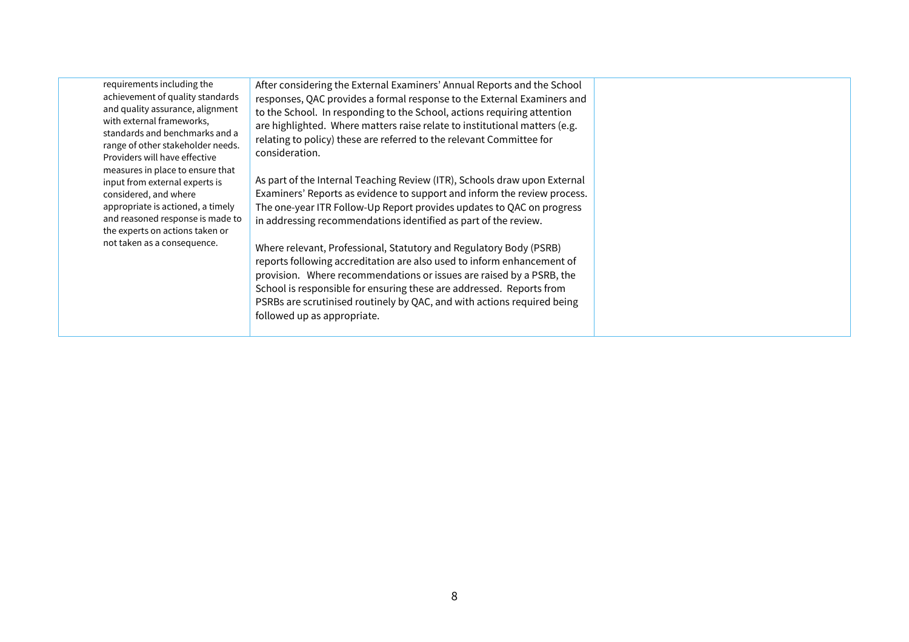| | | |
|---|---|---|
| requirements including the achievement of quality standards and quality assurance, alignment with external frameworks, standards and benchmarks and a range of other stakeholder needs. Providers will have effective measures in place to ensure that input from external experts is considered, and where appropriate is actioned, a timely and reasoned response is made to the experts on actions taken or not taken as a consequence. | After considering the External Examiners' Annual Reports and the School responses, QAC provides a formal response to the External Examiners and to the School. In responding to the School, actions requiring attention are highlighted. Where matters raise relate to institutional matters (e.g. relating to policy) these are referred to the relevant Committee for consideration.<br><br>As part of the Internal Teaching Review (ITR), Schools draw upon External Examiners' Reports as evidence to support and inform the review process. The one-year ITR Follow-Up Report provides updates to QAC on progress in addressing recommendations identified as part of the review.<br><br>Where relevant, Professional, Statutory and Regulatory Body (PSRB) reports following accreditation are also used to inform enhancement of provision. Where recommendations or issues are raised by a PSRB, the School is responsible for ensuring these are addressed. Reports from PSRBs are scrutinised routinely by QAC, and with actions required being followed up as appropriate. | |